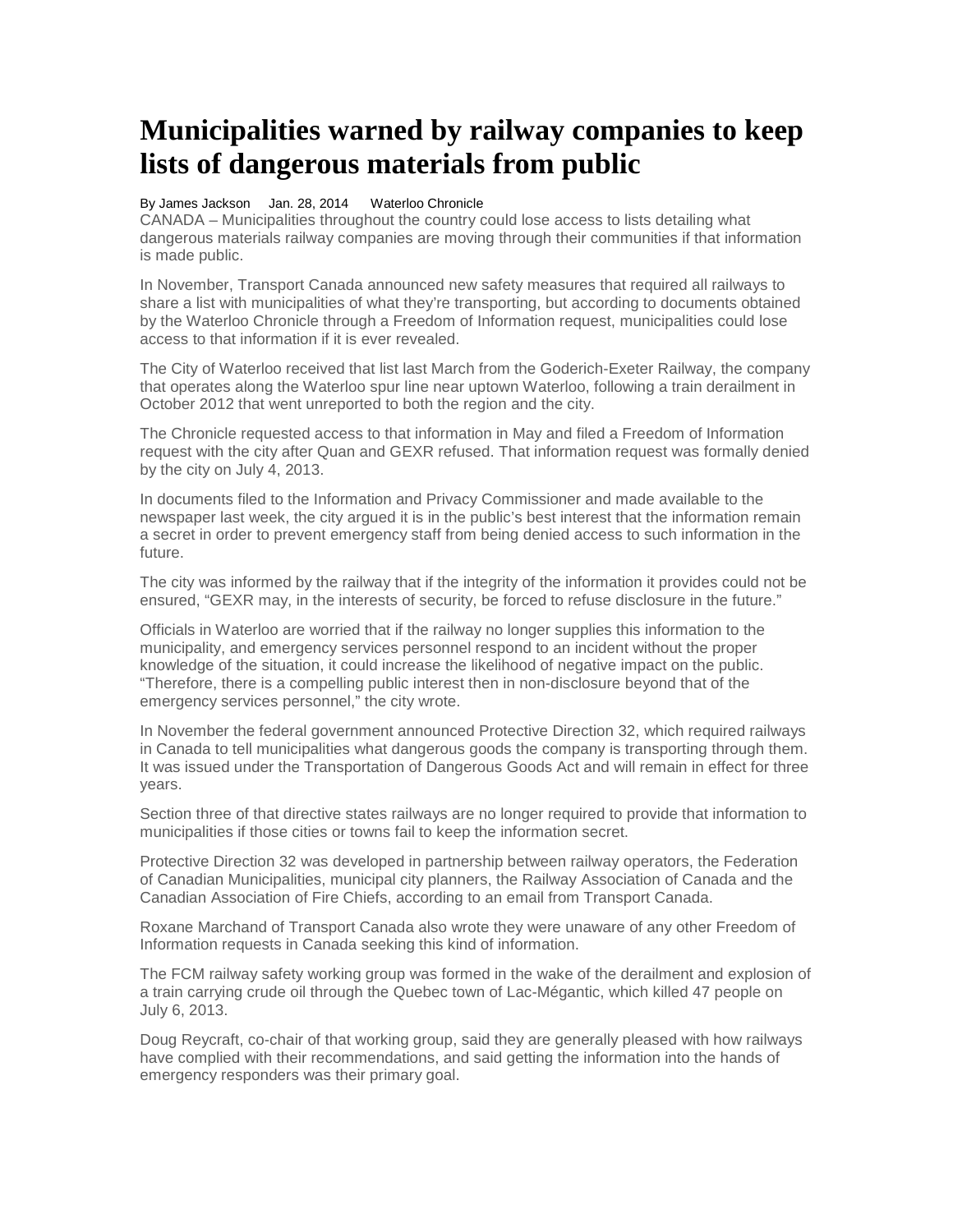# Municipalities warned by railway companies to keep lists of dangerous materials from public

By James Jackson Jan. 28, 2014 Waterloo Chronicle

CANADA – Municipalities throughout the country could lose access to lists detailing what dangerous materials railway companies are moving through their communities if that information is made public.

In November, Transport Canada announced new safety measures that required all railways to share a list with municipalities of what they're transporting, but according to documents obtained by the Waterloo Chronicle through a Freedom of Information request, municipalities could lose access to that information if it is ever revealed.

The City of Waterloo received that list last March from the Goderich-Exeter Railway, the company that operates along the Waterloo spur line near uptown Waterloo, following a train derailment in October 2012 that went unreported to both the region and the city.

The Chronicle requested access to that information in May and filed a Freedom of Information request with the city after Quan and GEXR refused. That information request was formally denied by the city on July 4, 2013.

In documents filed to the Information and Privacy Commissioner and made available to the newspaper last week, the city argued it is in the public's best interest that the information remain a secret in order to prevent emergency staff from being denied access to such information in the future.

The city was informed by the railway that if the integrity of the information it provides could not be ensured, "GEXR may, in the interests of security, be forced to refuse disclosure in the future."

Officials in Waterloo are worried that if the railway no longer supplies this information to the municipality, and emergency services personnel respond to an incident without the proper knowledge of the situation, it could increase the likelihood of negative impact on the public. "Therefore, there is a compelling public interest then in non-disclosure beyond that of the emergency services personnel," the city wrote.

In November the federal government announced Protective Direction 32, which required railways in Canada to tell municipalities what dangerous goods the company is transporting through them. It was issued under the Transportation of Dangerous Goods Act and will remain in effect for three years.

Section three of that directive states railways are no longer required to provide that information to municipalities if those cities or towns fail to keep the information secret.

Protective Direction 32 was developed in partnership between railway operators, the Federation of Canadian Municipalities, municipal city planners, the Railway Association of Canada and the Canadian Association of Fire Chiefs, according to an email from Transport Canada.

Roxane Marchand of Transport Canada also wrote they were unaware of any other Freedom of Information requests in Canada seeking this kind of information.

The FCM railway safety working group was formed in the wake of the derailment and explosion of a train carrying crude oil through the Quebec town of Lac-Mégantic, which killed 47 people on July 6, 2013.

Doug Reycraft, co-chair of that working group, said they are generally pleased with how railways have complied with their recommendations, and said getting the information into the hands of emergency responders was their primary goal.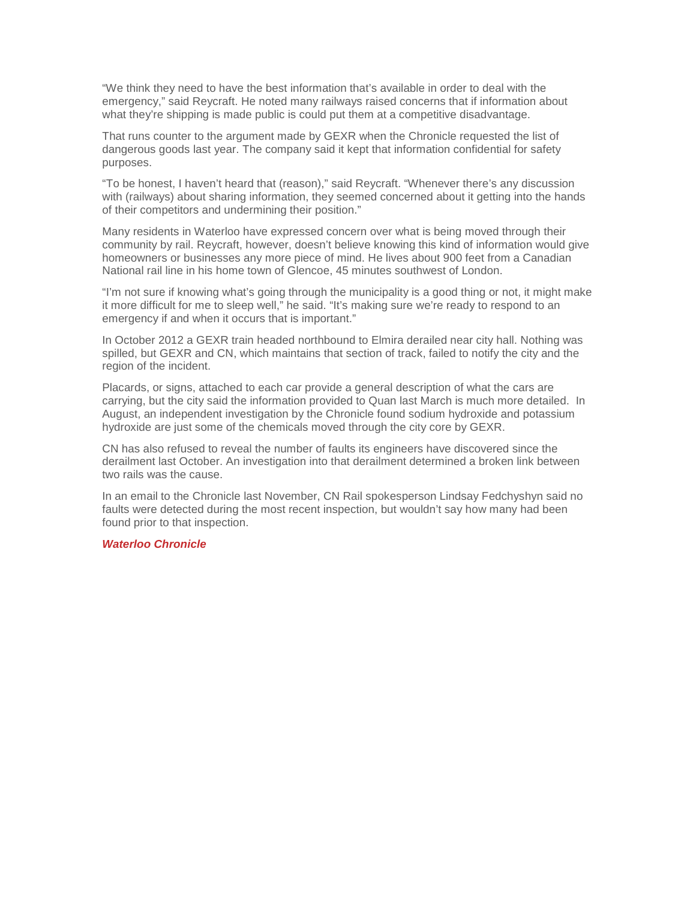"We think they need to have the best information that's available in order to deal with the emergency," said Reycraft. He noted many railways raised concerns that if information about what they're shipping is made public is could put them at a competitive disadvantage.

That runs counter to the argument made by GEXR when the Chronicle requested the list of dangerous goods last year. The company said it kept that information confidential for safety purposes.

"To be honest, I haven't heard that (reason)," said Reycraft. "Whenever there's any discussion with (railways) about sharing information, they seemed concerned about it getting into the hands of their competitors and undermining their position."

Many residents in Waterloo have expressed concern over what is being moved through their community by rail. Reycraft, however, doesn't believe knowing this kind of information would give homeowners or businesses any more piece of mind. He lives about 900 feet from a Canadian National rail line in his home town of Glencoe, 45 minutes southwest of London.

"I'm not sure if knowing what's going through the municipality is a good thing or not, it might make it more difficult for me to sleep well," he said. "It's making sure we're ready to respond to an emergency if and when it occurs that is important."

In October 2012 a GEXR train headed northbound to Elmira derailed near city hall. Nothing was spilled, but GEXR and CN, which maintains that section of track, failed to notify the city and the region of the incident.

Placards, or signs, attached to each car provide a general description of what the cars are carrying, but the city said the information provided to Quan last March is much more detailed. In August, an independent investigation by the Chronicle found sodium hydroxide and potassium hydroxide are just some of the chemicals moved through the city core by GEXR.

CN has also refused to reveal the number of faults its engineers have discovered since the derailment last October. An investigation into that derailment determined a broken link between two rails was the cause.

In an email to the Chronicle last November, CN Rail spokesperson Lindsay Fedchyshyn said no faults were detected during the most recent inspection, but wouldn't say how many had been found prior to that inspection.

***Waterloo Chronicle***